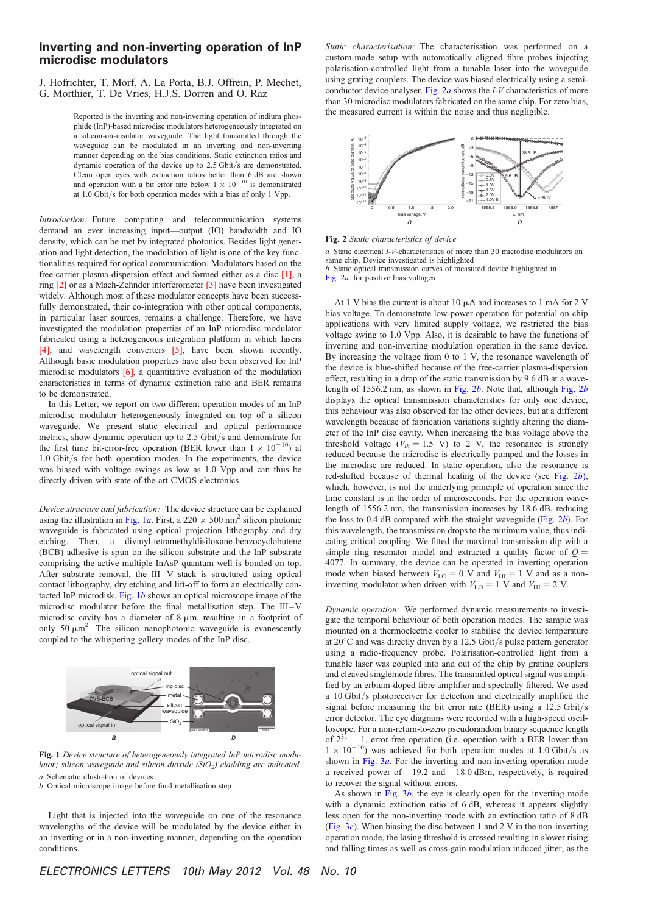# Inverting and non-inverting operation of InP microdisc modulators

J. Hofrichter, T. Morf, A. La Porta, B.J. Offrein, P. Mechet, G. Morthier, T. De Vries, H.J.S. Dorren and O. Raz

Reported is the inverting and non-inverting operation of indium phosphide (InP)-based microdisc modulators heterogeneously integrated on a silicon-on-insulator waveguide. The light transmitted through the waveguide can be modulated in an inverting and non-inverting manner depending on the bias conditions. Static extinction ratios and dynamic operation of the device up to 2.5 Gbit/s are demonstrated. Clean open eyes with extinction ratios better than 6 dB are shown and operation with a bit error rate below $1 \times 10^{-10}$ is demonstrated at 1.0 Gbit/s for both operation modes with a bias of only 1 Vpp.

*Introduction:* Future computing and telecommunication systems demand an ever increasing input—output (IO) bandwidth and IO density, which can be met by integrated photonics. Besides light generation and light detection, the modulation of light is one of the key functionalities required for optical communication. Modulators based on the free-carrier plasma-dispersion effect and formed either as a disc [1], a ring [2] or as a Mach-Zehnder interferometer [3] have been investigated widely. Although most of these modulator concepts have been successfully demonstrated, their co-integration with other optical components, in particular laser sources, remains a challenge. Therefore, we have investigated the modulation properties of an InP microdisc modulator fabricated using a heterogeneous integration platform in which lasers [4], and wavelength converters [5], have been shown recently. Although basic modulation properties have also been observed for InP microdisc modulators [6], a quantitative evaluation of the modulation characteristics in terms of dynamic extinction ratio and BER remains to be demonstrated.

In this Letter, we report on two different operation modes of an InP microdisc modulator heterogeneously integrated on top of a silicon waveguide. We present static electrical and optical performance metrics, show dynamic operation up to 2.5 Gbit/s and demonstrate for the first time bit-error-free operation (BER lower than $1 \times 10^{-10}$) at 1.0 Gbit/s for both operation modes. In the experiments, the device was biased with voltage swings as low as 1.0 Vpp and can thus be directly driven with state-of-the-art CMOS electronics.

*Device structure and fabrication:* The device structure can be explained using the illustration in Fig. 1*a*. First, a 220 × 500 $nm^2$ silicon photonic waveguide is fabricated using optical projection lithography and dry etching. Then, a divinyl-tetramethyldisiloxane-benzocyclobutene (BCB) adhesive is spun on the silicon substrate and the InP substrate comprising the active multiple InAsP quantum well is bonded on top. After substrate removal, the III–V stack is structured using optical contact lithography, dry etching and lift-off to form an electrically contacted InP microdisk. Fig. 1*b* shows an optical microscope image of the microdisc modulator before the final metallisation step. The III–V microdisc cavity has a diameter of 8 μm, resulting in a footprint of only 50 $\mu m^2$. The silicon nanophotonic waveguide is evanescently coupled to the whispering gallery modes of the InP disc.

**Fig. 1** *Device structure of heterogeneously integrated InP microdisc modulator; silicon waveguide and silicon dioxide ($SiO_2$) cladding are indicated*

*a* Schematic illustration of devices
*b* Optical microscope image before final metallisation step

Light that is injected into the waveguide on one of the resonance wavelengths of the device will be modulated by the device either in an inverting or in a non-inverting manner, depending on the operation conditions.

*Static characterisation:* The characterisation was performed on a custom-made setup with automatically aligned fibre probes injecting polarisation-controlled light from a tunable laser into the waveguide using grating couplers. The device was biased electrically using a semiconductor device analyser. Fig. 2*a* shows the *I-V* characteristics of more than 30 microdisc modulators fabricated on the same chip. For zero bias, the measured current is within the noise and thus negligible.

**Fig. 2** *Static characteristics of device*

*a* Static electrical *I-V*-characteristics of more than 30 microdisc modulators on same chip. Device investigated is highlighted
*b* Static optical transmission curves of measured device highlighted in Fig. 2*a* for positive bias voltages

At 1 V bias the current is about 10 μA and increases to 1 mA for 2 V bias voltage. To demonstrate low-power operation for potential on-chip applications with very limited supply voltage, we restricted the bias voltage swing to 1.0 Vpp. Also, it is desirable to have the functions of inverting and non-inverting modulation operation in the same device. By increasing the voltage from 0 to 1 V, the resonance wavelength of the device is blue-shifted because of the free-carrier plasma-dispersion effect, resulting in a drop of the static transmission by 9.6 dB at a wavelength of 1556.2 nm, as shown in Fig. 2*b*. Note that, although Fig. 2*b* displays the optical transmission characteristics for only one device, this behaviour was also observed for the other devices, but at a different wavelength because of fabrication variations slightly altering the diameter of the InP disc cavity. When increasing the bias voltage above the threshold voltage ($V_{th}$ = 1.5 V) to 2 V, the resonance is strongly reduced because the microdisc is electrically pumped and the losses in the microdisc are reduced. In static operation, also the resonance is red-shifted because of thermal heating of the device (see Fig. 2*b*), which, however, is not the underlying principle of operation since the time constant is in the order of microseconds. For the operation wavelength of 1556.2 nm, the transmission increases by 18.6 dB, reducing the loss to 0.4 dB compared with the straight waveguide (Fig. 2*b*). For this wavelength, the transmission drops to the minimum value, thus indicating critical coupling. We fitted the maximal transmission dip with a simple ring resonator model and extracted a quality factor of $Q$ = 4077. In summary, the device can be operated in inverting operation mode when biased between $V_{LO}$ = 0 V and $V_{HI}$ = 1 V and as a non-inverting modulator when driven with $V_{LO}$ = 1 V and $V_{HI}$ = 2 V.

*Dynamic operation:* We performed dynamic measurements to investigate the temporal behaviour of both operation modes. The sample was mounted on a thermoelectric cooler to stabilise the device temperature at 20°C and was directly driven by a 12.5 Gbit/s pulse pattern generator using a radio-frequency probe. Polarisation-controlled light from a tunable laser was coupled into and out of the chip by grating couplers and cleaved singlemode fibres. The transmitted optical signal was amplified by an erbium-doped fibre amplifier and spectrally filtered. We used a 10 Gbit/s photoreceiver for detection and electrically amplified the signal before measuring the bit error rate (BER) using a 12.5 Gbit/s error detector. The eye diagrams were recorded with a high-speed oscilloscope. For a non-return-to-zero pseudorandom binary sequence length of $2^{31} - 1$, error-free operation (i.e. operation with a BER lower than $1 \times 10^{-10}$) was achieved for both operation modes at 1.0 Gbit/s as shown in Fig. 3*a*. For the inverting and non-inverting operation mode a received power of −19.2 and −18.0 dBm, respectively, is required to recover the signal without errors.

As shown in Fig. 3*b*, the eye is clearly open for the inverting mode with a dynamic extinction ratio of 6 dB, whereas it appears slightly less open for the non-inverting mode with an extinction ratio of 8 dB (Fig. 3*c*). When biasing the disc between 1 and 2 V in the non-inverting operation mode, the lasing threshold is crossed resulting in slower rising and falling times as well as cross-gain modulation induced jitter, as the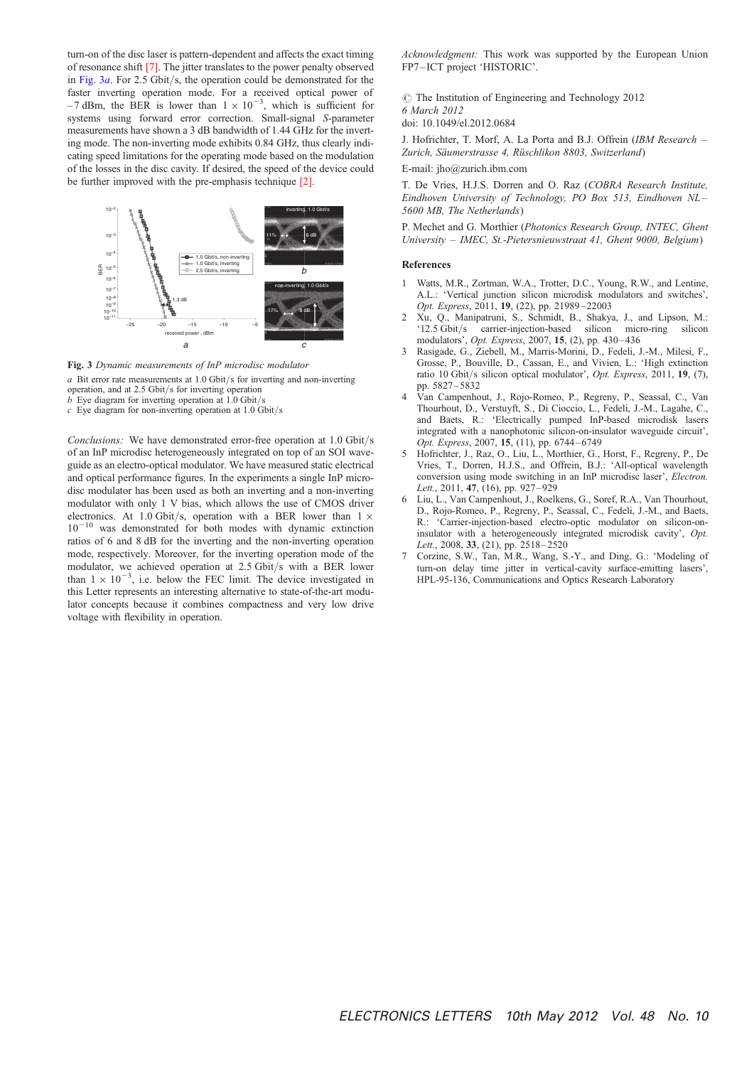turn-on of the disc laser is pattern-dependent and affects the exact timing of resonance shift [7]. The jitter translates to the power penalty observed in Fig. 3*a*. For 2.5 Gbit/s, the operation could be demonstrated for the faster inverting operation mode. For a received optical power of $-7$ dBm, the BER is lower than $1 \times 10^{-3}$, which is sufficient for systems using forward error correction. Small-signal *S*-parameter measurements have shown a 3 dB bandwidth of 1.44 GHz for the inverting mode. The non-inverting mode exhibits 0.84 GHz, thus clearly indicating speed limitations for the operating mode based on the modulation of the losses in the disc cavity. If desired, the speed of the device could be further improved with the pre-emphasis technique [2].

BER

received power, dBm

1.0 Gbit/s, non-inverting
1.0 Gbit/s, inverting
2.5 Gbit/s, inverting

1.3 dB

inverting, 1.0 Gbit/s

11%

6 dB

non-inverting, 1.0 Gbit/s

17%

8 dB

**Fig. 3** *Dynamic measurements of InP microdisc modulator*

*a* Bit error rate measurements at 1.0 Gbit/s for inverting and non-inverting operation, and at 2.5 Gbit/s for inverting operation
*b* Eye diagram for inverting operation at 1.0 Gbit/s
*c* Eye diagram for non-inverting operation at 1.0 Gbit/s

*Conclusions:* We have demonstrated error-free operation at 1.0 Gbit/s of an InP microdisc heterogeneously integrated on top of an SOI waveguide as an electro-optical modulator. We have measured static electrical and optical performance figures. In the experiments a single InP microdisc modulator has been used as both an inverting and a non-inverting modulator with only 1 V bias, which allows the use of CMOS driver electronics. At 1.0 Gbit/s, operation with a BER lower than $1 \times 10^{-10}$ was demonstrated for both modes with dynamic extinction ratios of 6 and 8 dB for the inverting and the non-inverting operation mode, respectively. Moreover, for the inverting operation mode of the modulator, we achieved operation at 2.5 Gbit/s with a BER lower than $1 \times 10^{-3}$, i.e. below the FEC limit. The device investigated in this Letter represents an interesting alternative to state-of-the-art modulator concepts because it combines compactness and very low drive voltage with flexibility in operation.

*Acknowledgment:* This work was supported by the European Union FP7–ICT project 'HISTORIC'.

© The Institution of Engineering and Technology 2012
*6 March 2012*
doi: 10.1049/el.2012.0684

J. Hofrichter, T. Morf, A. La Porta and B.J. Offrein (*IBM Research – Zurich, Säumerstrasse 4, Rüschlikon 8803, Switzerland*)

E-mail: jho@zurich.ibm.com

T. De Vries, H.J.S. Dorren and O. Raz (*COBRA Research Institute, Eindhoven University of Technology, PO Box 513, Eindhoven NL–5600 MB, The Netherlands*)

P. Mechet and G. Morthier (*Photonics Research Group, INTEC, Ghent University – IMEC, St.-Pietersnieuwstraat 41, Ghent 9000, Belgium*)

## References

1. Watts, M.R., Zortman, W.A., Trotter, D.C., Young, R.W., and Lentine, A.L.: 'Vertical junction silicon microdisk modulators and switches', *Opt. Express*, 2011, **19**, (22), pp. 21989–22003
2. Xu, Q., Manipatruni, S., Schmidt, B., Shakya, J., and Lipson, M.: '12.5 Gbit/s carrier-injection-based silicon micro-ring silicon modulators', *Opt. Express*, 2007, **15**, (2), pp. 430–436
3. Rasigade, G., Ziebell, M., Marris-Morini, D., Fedeli, J.-M., Milesi, F., Grosse, P., Bouville, D., Cassan, E., and Vivien, L.: 'High extinction ratio 10 Gbit/s silicon optical modulator', *Opt. Express*, 2011, **19**, (7), pp. 5827–5832
4. Van Campenhout, J., Rojo-Romeo, P., Regreny, P., Seassal, C., Van Thourhout, D., Verstuyft, S., Di Cioccio, L., Fedeli, J.-M., Lagahe, C., and Baets, R.: 'Electrically pumped InP-based microdisk lasers integrated with a nanophotonic silicon-on-insulator waveguide circuit', *Opt. Express*, 2007, **15**, (11), pp. 6744–6749
5. Hofrichter, J., Raz, O., Liu, L., Morthier, G., Horst, F., Regreny, P., De Vries, T., Dorren, H.J.S., and Offrein, B.J.: 'All-optical wavelength conversion using mode switching in an InP microdisc laser', *Electron. Lett.*, 2011, **47**, (16), pp. 927–929
6. Liu, L., Van Campenhout, J., Roelkens, G., Soref, R.A., Van Thourhout, D., Rojo-Romeo, P., Regreny, P., Seassal, C., Fedeli, J.-M., and Baets, R.: 'Carrier-injection-based electro-optic modulator on silicon-on-insulator with a heterogeneously integrated microdisk cavity', *Opt. Lett.*, 2008, **33**, (21), pp. 2518–2520
7. Corzine, S.W., Tan, M.R., Wang, S.-Y., and Ding, G.: 'Modeling of turn-on delay time jitter in vertical-cavity surface-emitting lasers', HPL-95-136, Communications and Optics Research Laboratory